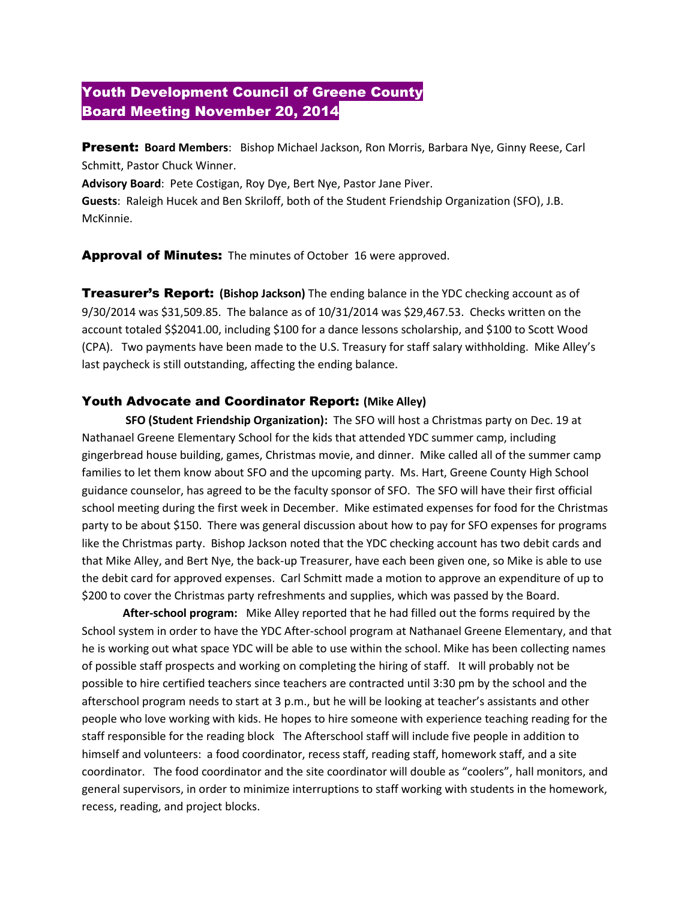# Youth Development Council of Greene County
# Board Meeting November 20, 2014

**Present:** **Board Members**: Bishop Michael Jackson, Ron Morris, Barbara Nye, Ginny Reese, Carl Schmitt, Pastor Chuck Winner.
**Advisory Board**: Pete Costigan, Roy Dye, Bert Nye, Pastor Jane Piver.
**Guests**: Raleigh Hucek and Ben Skriloff, both of the Student Friendship Organization (SFO), J.B. McKinnie.

**Approval of Minutes:** The minutes of October 16 were approved.

**Treasurer's Report:** **(Bishop Jackson)** The ending balance in the YDC checking account as of 9/30/2014 was $31,509.85. The balance as of 10/31/2014 was $29,467.53. Checks written on the account totaled $$2041.00, including $100 for a dance lessons scholarship, and $100 to Scott Wood (CPA). Two payments have been made to the U.S. Treasury for staff salary withholding. Mike Alley's last paycheck is still outstanding, affecting the ending balance.

## Youth Advocate and Coordinator Report: (Mike Alley)

**SFO (Student Friendship Organization):** The SFO will host a Christmas party on Dec. 19 at Nathanael Greene Elementary School for the kids that attended YDC summer camp, including gingerbread house building, games, Christmas movie, and dinner. Mike called all of the summer camp families to let them know about SFO and the upcoming party. Ms. Hart, Greene County High School guidance counselor, has agreed to be the faculty sponsor of SFO. The SFO will have their first official school meeting during the first week in December. Mike estimated expenses for food for the Christmas party to be about $150. There was general discussion about how to pay for SFO expenses for programs like the Christmas party. Bishop Jackson noted that the YDC checking account has two debit cards and that Mike Alley, and Bert Nye, the back-up Treasurer, have each been given one, so Mike is able to use the debit card for approved expenses. Carl Schmitt made a motion to approve an expenditure of up to $200 to cover the Christmas party refreshments and supplies, which was passed by the Board.

**After-school program:** Mike Alley reported that he had filled out the forms required by the School system in order to have the YDC After-school program at Nathanael Greene Elementary, and that he is working out what space YDC will be able to use within the school. Mike has been collecting names of possible staff prospects and working on completing the hiring of staff. It will probably not be possible to hire certified teachers since teachers are contracted until 3:30 pm by the school and the afterschool program needs to start at 3 p.m., but he will be looking at teacher's assistants and other people who love working with kids. He hopes to hire someone with experience teaching reading for the staff responsible for the reading block The Afterschool staff will include five people in addition to himself and volunteers: a food coordinator, recess staff, reading staff, homework staff, and a site coordinator. The food coordinator and the site coordinator will double as "coolers", hall monitors, and general supervisors, in order to minimize interruptions to staff working with students in the homework, recess, reading, and project blocks.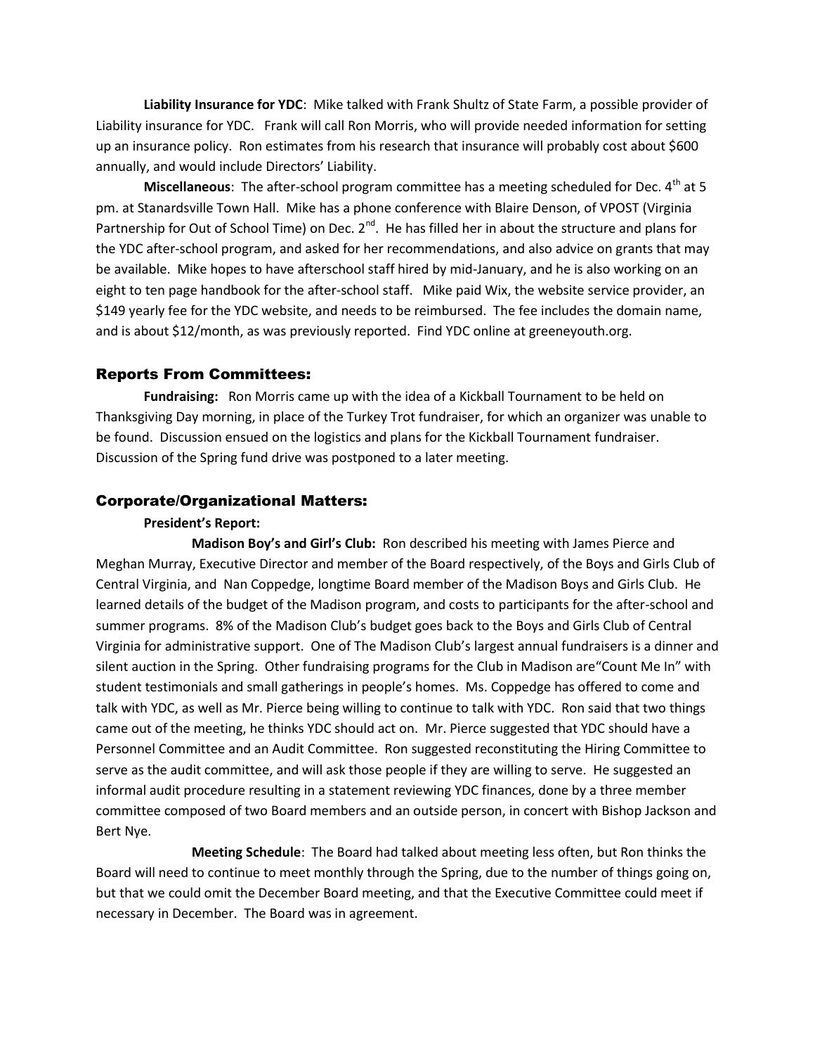**Liability Insurance for YDC**: Mike talked with Frank Shultz of State Farm, a possible provider of Liability insurance for YDC. Frank will call Ron Morris, who will provide needed information for setting up an insurance policy. Ron estimates from his research that insurance will probably cost about $600 annually, and would include Directors' Liability.

**Miscellaneous**: The after-school program committee has a meeting scheduled for Dec. 4th at 5 pm. at Stanardsville Town Hall. Mike has a phone conference with Blaire Denson, of VPOST (Virginia Partnership for Out of School Time) on Dec. 2nd. He has filled her in about the structure and plans for the YDC after-school program, and asked for her recommendations, and also advice on grants that may be available. Mike hopes to have afterschool staff hired by mid-January, and he is also working on an eight to ten page handbook for the after-school staff. Mike paid Wix, the website service provider, an $149 yearly fee for the YDC website, and needs to be reimbursed. The fee includes the domain name, and is about $12/month, as was previously reported. Find YDC online at greeneyouth.org.

## Reports From Committees:

**Fundraising:** Ron Morris came up with the idea of a Kickball Tournament to be held on Thanksgiving Day morning, in place of the Turkey Trot fundraiser, for which an organizer was unable to be found. Discussion ensued on the logistics and plans for the Kickball Tournament fundraiser. Discussion of the Spring fund drive was postponed to a later meeting.

## Corporate/Organizational Matters:

**President's Report:**

**Madison Boy's and Girl's Club:** Ron described his meeting with James Pierce and Meghan Murray, Executive Director and member of the Board respectively, of the Boys and Girls Club of Central Virginia, and Nan Coppedge, longtime Board member of the Madison Boys and Girls Club. He learned details of the budget of the Madison program, and costs to participants for the after-school and summer programs. 8% of the Madison Club's budget goes back to the Boys and Girls Club of Central Virginia for administrative support. One of The Madison Club's largest annual fundraisers is a dinner and silent auction in the Spring. Other fundraising programs for the Club in Madison are"Count Me In" with student testimonials and small gatherings in people's homes. Ms. Coppedge has offered to come and talk with YDC, as well as Mr. Pierce being willing to continue to talk with YDC. Ron said that two things came out of the meeting, he thinks YDC should act on. Mr. Pierce suggested that YDC should have a Personnel Committee and an Audit Committee. Ron suggested reconstituting the Hiring Committee to serve as the audit committee, and will ask those people if they are willing to serve. He suggested an informal audit procedure resulting in a statement reviewing YDC finances, done by a three member committee composed of two Board members and an outside person, in concert with Bishop Jackson and Bert Nye.

**Meeting Schedule**: The Board had talked about meeting less often, but Ron thinks the Board will need to continue to meet monthly through the Spring, due to the number of things going on, but that we could omit the December Board meeting, and that the Executive Committee could meet if necessary in December. The Board was in agreement.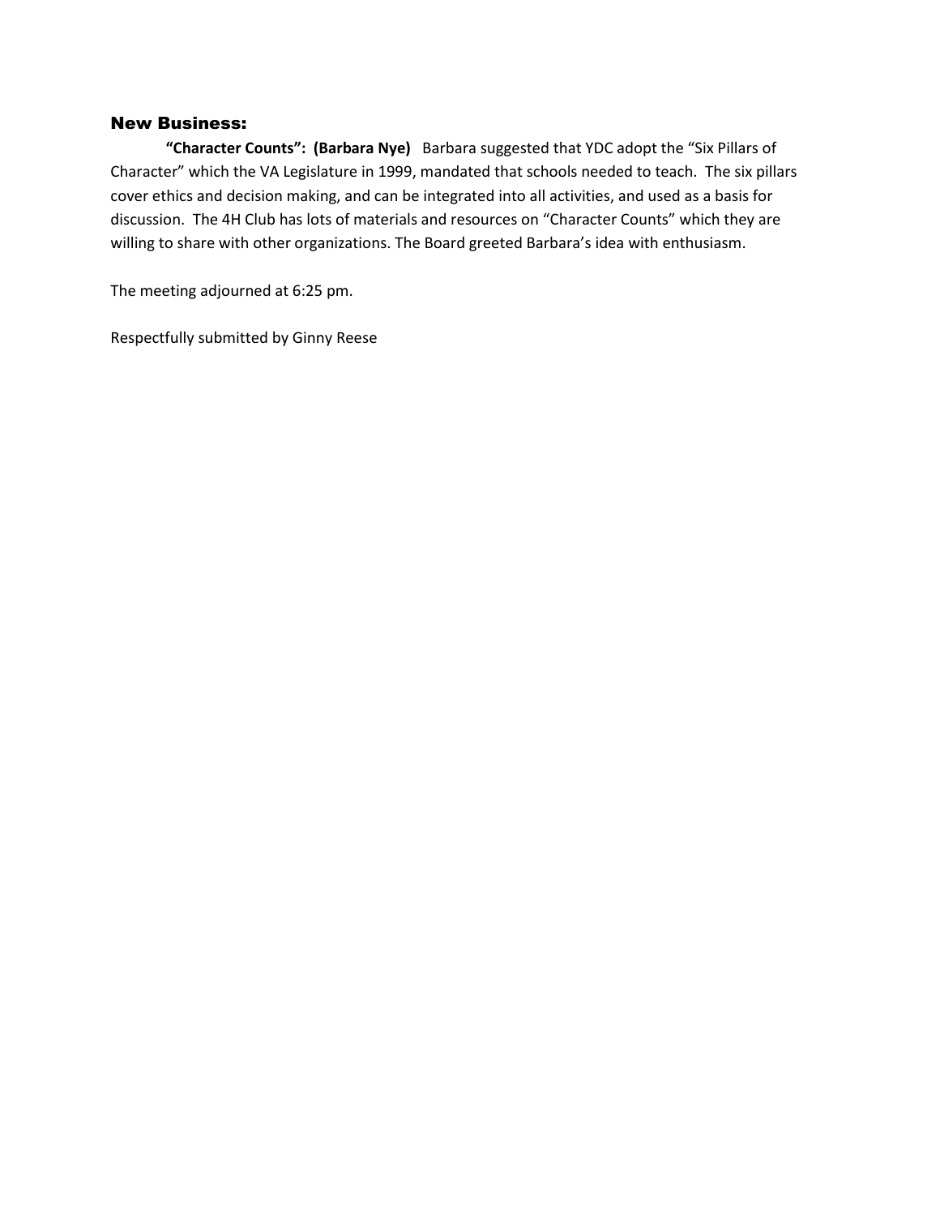## New Business:

**"Character Counts": (Barbara Nye)** Barbara suggested that YDC adopt the "Six Pillars of Character" which the VA Legislature in 1999, mandated that schools needed to teach. The six pillars cover ethics and decision making, and can be integrated into all activities, and used as a basis for discussion. The 4H Club has lots of materials and resources on "Character Counts" which they are willing to share with other organizations. The Board greeted Barbara's idea with enthusiasm.

The meeting adjourned at 6:25 pm.

Respectfully submitted by Ginny Reese